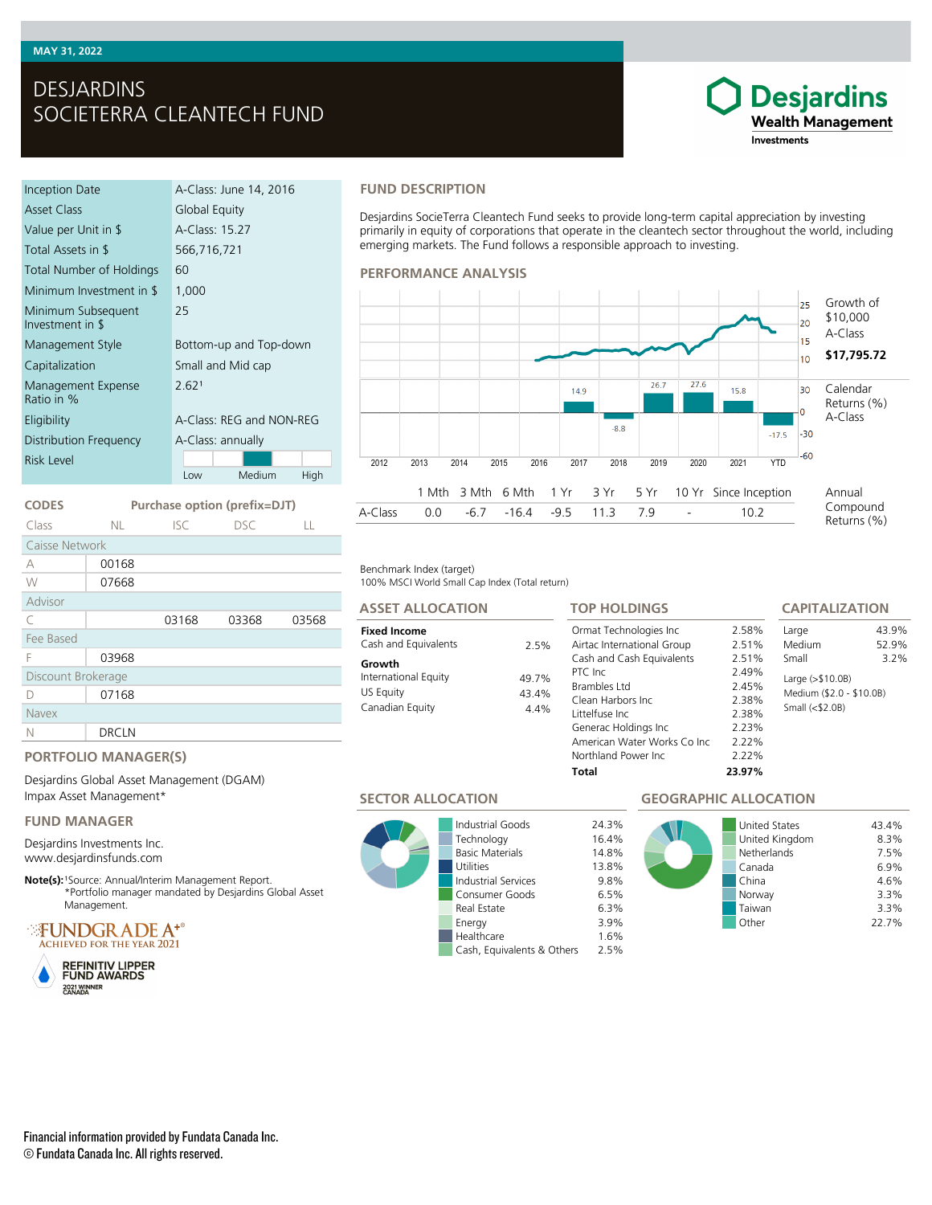MAY 31, 2022

# DESJARDINS SOCIETERRA CLEANTECH FUND

Desjardins Wealth Management Investments

| | |
|---|---|
| Inception Date | A-Class: June 14, 2016 |
| Asset Class | Global Equity |
| Value per Unit in $ | A-Class: 15.27 |
| Total Assets in $ | 566,716,721 |
| Total Number of Holdings | 60 |
| Minimum Investment in $ | 1,000 |
| Minimum Subsequent Investment in $ | 25 |
| Management Style | Bottom-up and Top-down |
| Capitalization | Small and Mid cap |
| Management Expense Ratio in % | 2.62[1] |
| Eligibility | A-Class: REG and NON-REG |
| Distribution Frequency | A-Class: annually |
| Risk Level | Medium (scale: Low – Medium – High) |

## CODES

| Class | NL | ISC | DSC | LL |
|---|---|---|---|---|
| **Caisse Network** | | | | |
| A | 00168 | | | |
| W | 07668 | | | |
| **Advisor** | | | | |
| C | | 03168 | 03368 | 03568 |
| **Fee Based** | | | | |
| F | 03968 | | | |
| **Discount Brokerage** | | | | |
| D | 07168 | | | |
| **Navex** | | | | |
| N | DRCLN | | | |

Purchase option (prefix=DJT)

## PORTFOLIO MANAGER(S)

Desjardins Global Asset Management (DGAM)
Impax Asset Management*

## FUND MANAGER

Desjardins Investments Inc.
www.desjardinsfunds.com

**Note(s):** [1]Source: Annual/Interim Management Report.
*Portfolio manager mandated by Desjardins Global Asset Management.

FUNDGRADE A+® ACHIEVED FOR THE YEAR 2021

REFINITIV LIPPER FUND AWARDS 2021 WINNER CANADA

## FUND DESCRIPTION

Desjardins SocieTerra Cleantech Fund seeks to provide long-term capital appreciation by investing primarily in equity of corporations that operate in the cleantech sector throughout the world, including emerging markets. The Fund follows a responsible approach to investing.

## PERFORMANCE ANALYSIS

Growth of $10,000 A-Class: **$17,795.72**

Calendar Returns (%) A-Class

| 2012 | 2013 | 2014 | 2015 | 2016 | 2017 | 2018 | 2019 | 2020 | 2021 | YTD |
|---|---|---|---|---|---|---|---|---|---|---|
| | | | | | 14.9 | -8.8 | 26.7 | 27.6 | 15.8 | -17.5 |

Annual Compound Returns (%)

| | 1 Mth | 3 Mth | 6 Mth | 1 Yr | 3 Yr | 5 Yr | 10 Yr | Since Inception |
|---|---|---|---|---|---|---|---|---|
| A-Class | 0.0 | -6.7 | -16.4 | -9.5 | 11.3 | 7.9 | - | 10.2 |

Benchmark Index (target)
100% MSCI World Small Cap Index (Total return)

## ASSET ALLOCATION

| | |
|---|---|
| **Fixed Income** | |
| Cash and Equivalents | 2.5% |
| **Growth** | |
| International Equity | 49.7% |
| US Equity | 43.4% |
| Canadian Equity | 4.4% |

## TOP HOLDINGS

| | |
|---|---|
| Ormat Technologies Inc | 2.58% |
| Airtac International Group | 2.51% |
| Cash and Cash Equivalents | 2.51% |
| PTC Inc | 2.49% |
| Brambles Ltd | 2.45% |
| Clean Harbors Inc | 2.38% |
| Littelfuse Inc | 2.38% |
| Generac Holdings Inc | 2.23% |
| American Water Works Co Inc | 2.22% |
| Northland Power Inc | 2.22% |
| **Total** | **23.97%** |

## CAPITALIZATION

| | |
|---|---|
| Large | 43.9% |
| Medium | 52.9% |
| Small | 3.2% |

Large (>$10.0B)
Medium ($2.0 - $10.0B)
Small (<$2.0B)

## SECTOR ALLOCATION

| | |
|---|---|
| Industrial Goods | 24.3% |
| Technology | 16.4% |
| Basic Materials | 14.8% |
| Utilities | 13.8% |
| Industrial Services | 9.8% |
| Consumer Goods | 6.5% |
| Real Estate | 6.3% |
| Energy | 3.9% |
| Healthcare | 1.6% |
| Cash, Equivalents & Others | 2.5% |

## GEOGRAPHIC ALLOCATION

| | |
|---|---|
| United States | 43.4% |
| United Kingdom | 8.3% |
| Netherlands | 7.5% |
| Canada | 6.9% |
| China | 4.6% |
| Norway | 3.3% |
| Taiwan | 3.3% |
| Other | 22.7% |

Financial information provided by Fundata Canada Inc.
© Fundata Canada Inc. All rights reserved.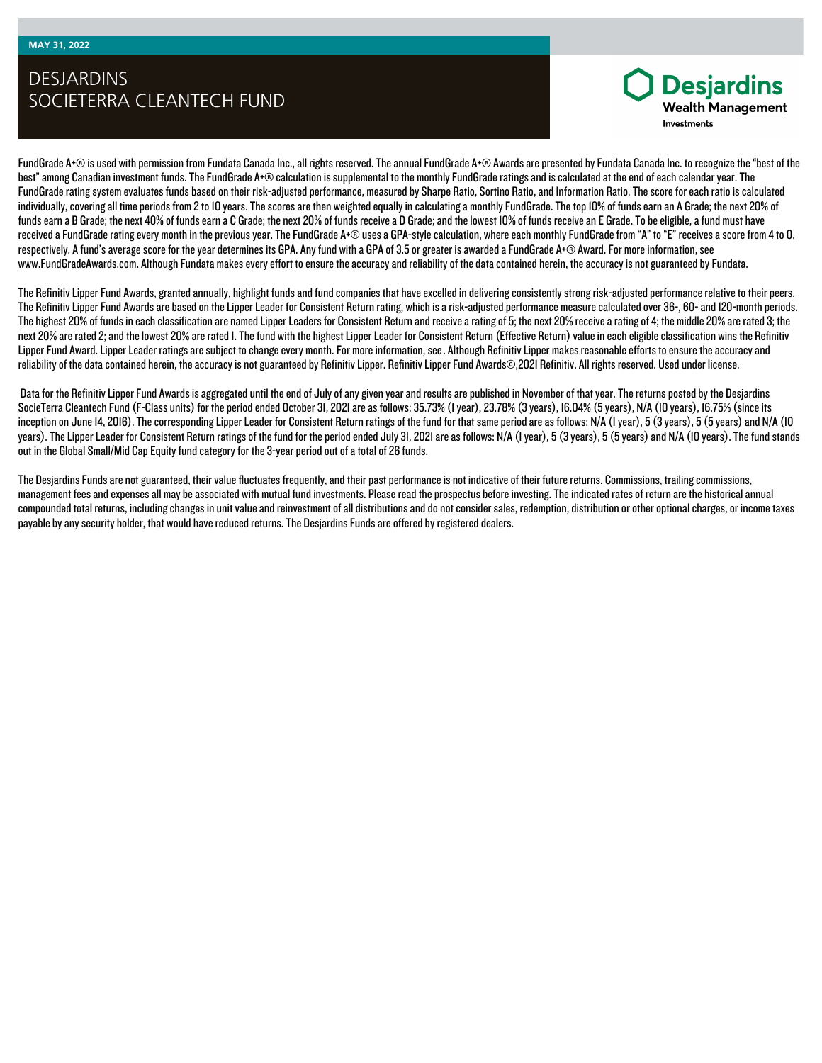MAY 31, 2022

# DESJARDINS SOCIETERRA CLEANTECH FUND

FundGrade A+® is used with permission from Fundata Canada Inc., all rights reserved. The annual FundGrade A+® Awards are presented by Fundata Canada Inc. to recognize the "best of the best" among Canadian investment funds. The FundGrade A+® calculation is supplemental to the monthly FundGrade ratings and is calculated at the end of each calendar year. The FundGrade rating system evaluates funds based on their risk-adjusted performance, measured by Sharpe Ratio, Sortino Ratio, and Information Ratio. The score for each ratio is calculated individually, covering all time periods from 2 to 10 years. The scores are then weighted equally in calculating a monthly FundGrade. The top 10% of funds earn an A Grade; the next 20% of funds earn a B Grade; the next 40% of funds earn a C Grade; the next 20% of funds receive a D Grade; and the lowest 10% of funds receive an E Grade. To be eligible, a fund must have received a FundGrade rating every month in the previous year. The FundGrade A+® uses a GPA-style calculation, where each monthly FundGrade from "A" to "E" receives a score from 4 to 0, respectively. A fund's average score for the year determines its GPA. Any fund with a GPA of 3.5 or greater is awarded a FundGrade A+® Award. For more information, see www.FundGradeAwards.com. Although Fundata makes every effort to ensure the accuracy and reliability of the data contained herein, the accuracy is not guaranteed by Fundata.

The Refinitiv Lipper Fund Awards, granted annually, highlight funds and fund companies that have excelled in delivering consistently strong risk-adjusted performance relative to their peers. The Refinitiv Lipper Fund Awards are based on the Lipper Leader for Consistent Return rating, which is a risk-adjusted performance measure calculated over 36-, 60- and 120-month periods. The highest 20% of funds in each classification are named Lipper Leaders for Consistent Return and receive a rating of 5; the next 20% receive a rating of 4; the middle 20% are rated 3; the next 20% are rated 2; and the lowest 20% are rated 1. The fund with the highest Lipper Leader for Consistent Return (Effective Return) value in each eligible classification wins the Refinitiv Lipper Fund Award. Lipper Leader ratings are subject to change every month. For more information, see . Although Refinitiv Lipper makes reasonable efforts to ensure the accuracy and reliability of the data contained herein, the accuracy is not guaranteed by Refinitiv Lipper. Refinitiv Lipper Fund Awards©,2021 Refinitiv. All rights reserved. Used under license.

Data for the Refinitiv Lipper Fund Awards is aggregated until the end of July of any given year and results are published in November of that year. The returns posted by the Desjardins SocieTerra Cleantech Fund (F-Class units) for the period ended October 31, 2021 are as follows: 35.73% (1 year), 23.78% (3 years), 16.04% (5 years), N/A (10 years), 16.75% (since its inception on June 14, 2016). The corresponding Lipper Leader for Consistent Return ratings of the fund for that same period are as follows: N/A (1 year), 5 (3 years), 5 (5 years) and N/A (10 years). The Lipper Leader for Consistent Return ratings of the fund for the period ended July 31, 2021 are as follows: N/A (1 year), 5 (3 years), 5 (5 years) and N/A (10 years). The fund stands out in the Global Small/Mid Cap Equity fund category for the 3-year period out of a total of 26 funds.

The Desjardins Funds are not guaranteed, their value fluctuates frequently, and their past performance is not indicative of their future returns. Commissions, trailing commissions, management fees and expenses all may be associated with mutual fund investments. Please read the prospectus before investing. The indicated rates of return are the historical annual compounded total returns, including changes in unit value and reinvestment of all distributions and do not consider sales, redemption, distribution or other optional charges, or income taxes payable by any security holder, that would have reduced returns. The Desjardins Funds are offered by registered dealers.